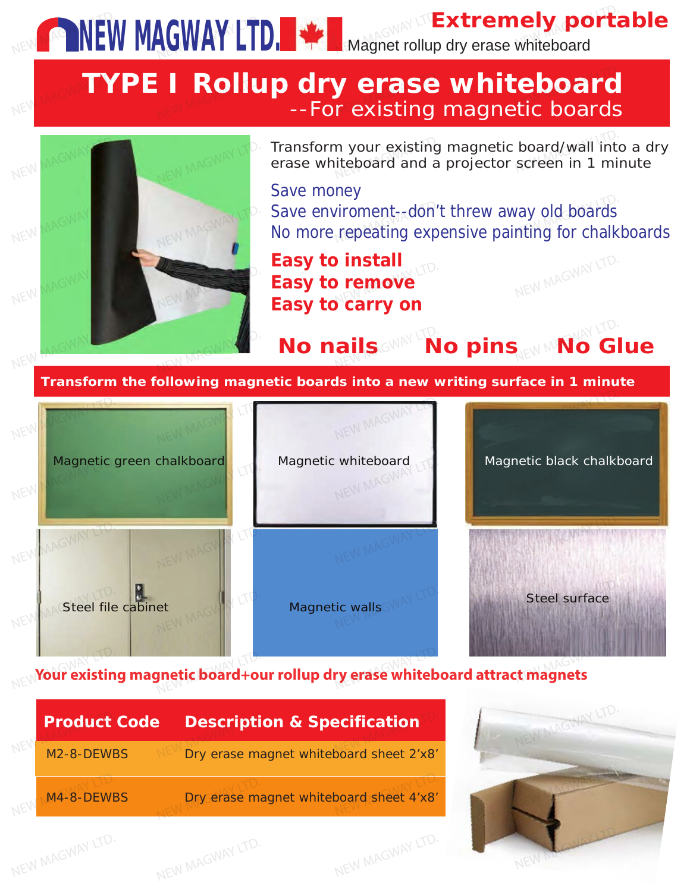# NEW MAGWAY LTD.

**Extremely portable**

Magnet rollup dry erase whiteboard

# TYPE I Rollup dry erase whiteboard

## --For existing magnetic boards

Transform your existing magnetic board/wall into a dry erase whiteboard and a projector screen in 1 minute

Save money
Save enviroment--don't threw away old boards
No more repeating expensive painting for chalkboards

**Easy to install**
**Easy to remove**
**Easy to carry on**

**No nails No pins No Glue**

**Transform the following magnetic boards into a new writing surface in 1 minute**

Magnetic green chalkboard

Magnetic whiteboard

Magnetic black chalkboard

Steel file cabinet

Magnetic walls

Steel surface

**Your existing magnetic board+our rollup dry erase whiteboard attract magnets**

| Product Code | Description & Specification |
|---|---|
| M2-8-DEWBS | Dry erase magnet whiteboard sheet 2'x8' |
| M4-8-DEWBS | Dry erase magnet whiteboard sheet 4'x8' |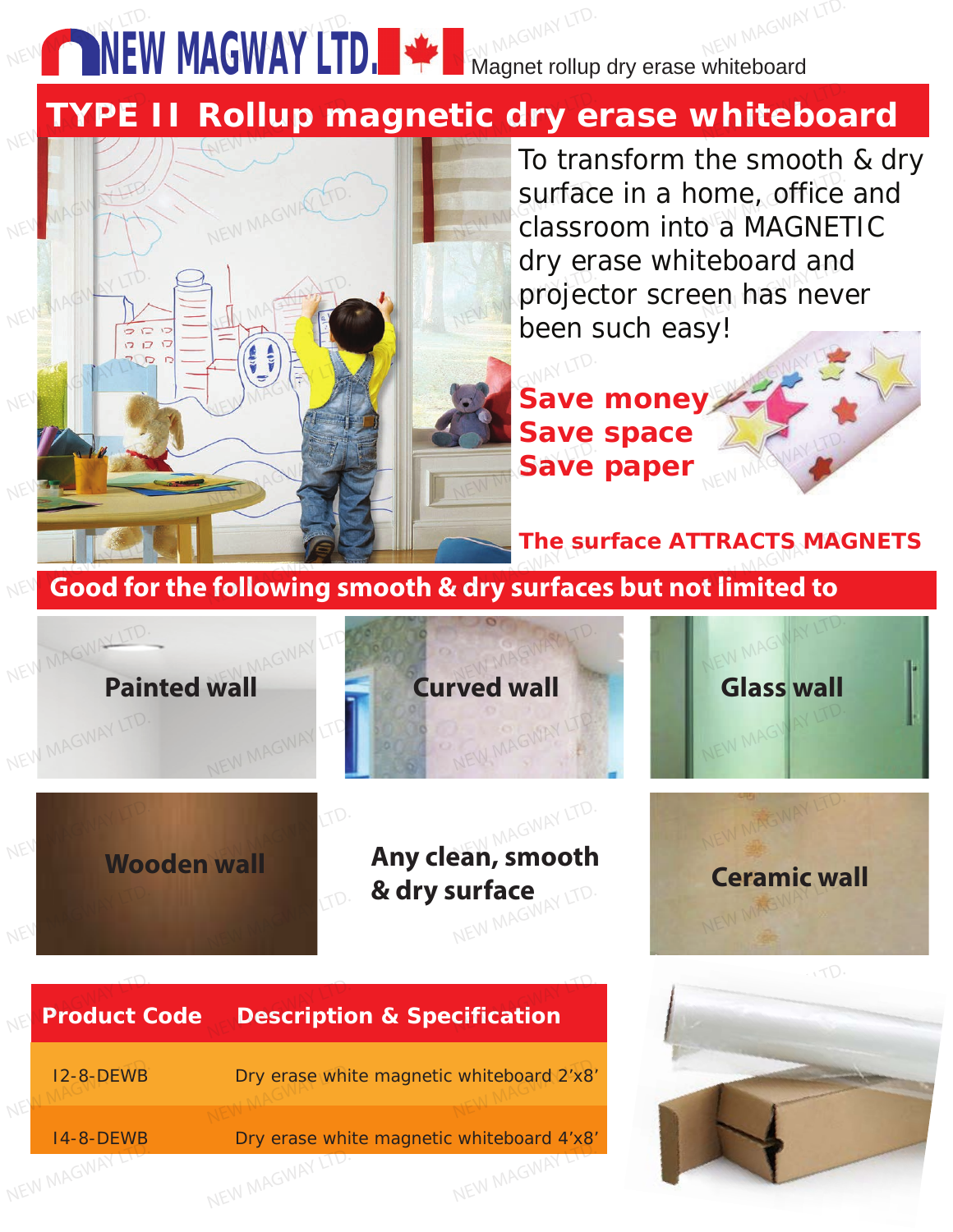NEW MAGWAY LTD. Magnet rollup dry erase whiteboard

# TYPE II Rollup magnetic dry erase whiteboard

To transform the smooth & dry surface in a home, office and classroom into a MAGNETIC dry erase whiteboard and projector screen has never been such easy!

**Save money**
**Save space**
**Save paper**

**The surface ATTRACTS MAGNETS**

## Good for the following smooth & dry surfaces but not limited to

- **Painted wall**
- **Curved wall**
- **Glass wall**
- **Wooden wall**
- **Any clean, smooth & dry surface**
- **Ceramic wall**

| Product Code | Description & Specification |
|---|---|
| I2-8-DEWB | Dry erase white magnetic whiteboard 2'x8' |
| I4-8-DEWB | Dry erase white magnetic whiteboard 4'x8' |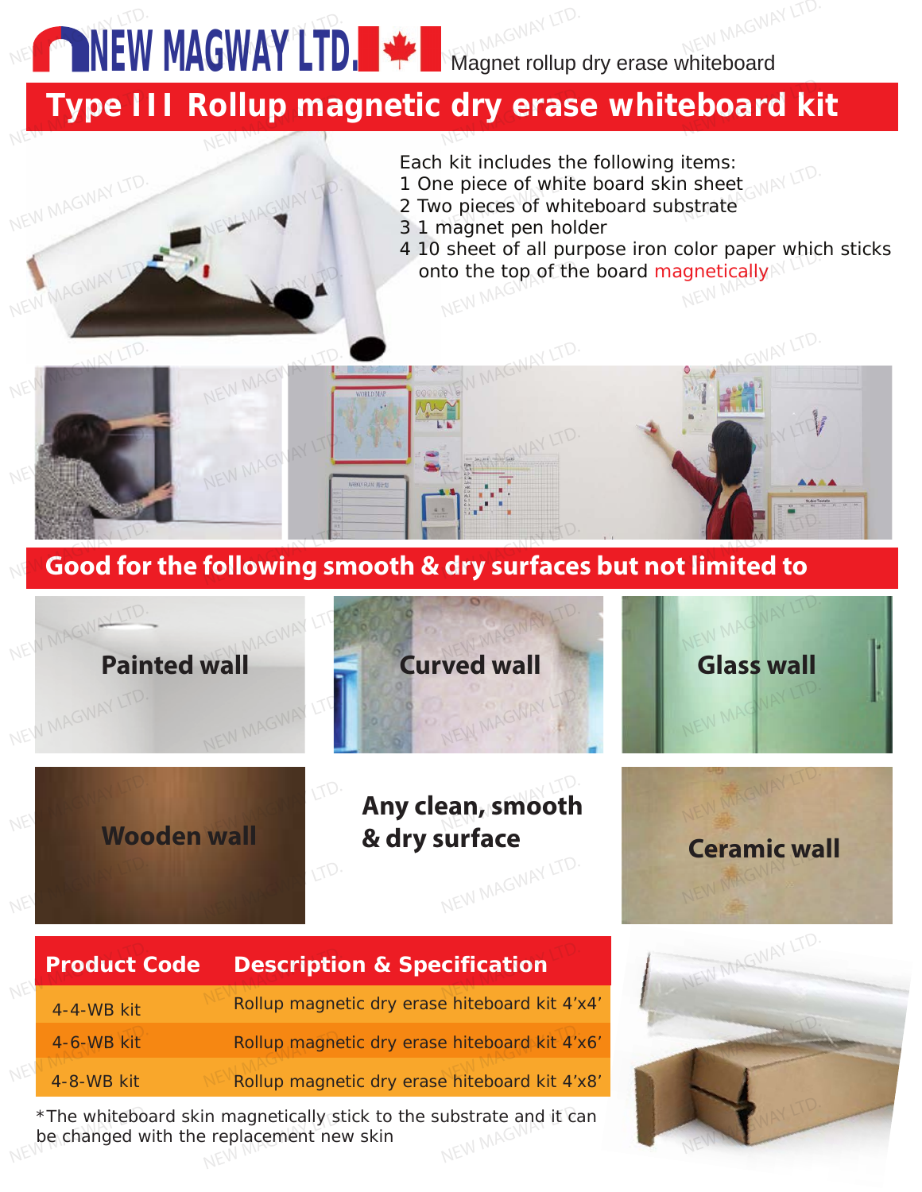NEW MAGWAY LTD. Magnet rollup dry erase whiteboard

# Type III Rollup magnetic dry erase whiteboard kit

Each kit includes the following items:

1 One piece of white board skin sheet
2 Two pieces of whiteboard substrate
3 1 magnet pen holder
4 10 sheet of all purpose iron color paper which sticks onto the top of the board magnetically

## Good for the following smooth & dry surfaces but not limited to

- Painted wall
- Curved wall
- Glass wall
- Wooden wall
- Any clean, smooth & dry surface
- Ceramic wall

| Product Code | Description & Specification |
|---|---|
| 4-4-WB kit | Rollup magnetic dry erase hiteboard kit 4'x4' |
| 4-6-WB kit | Rollup magnetic dry erase hiteboard kit 4'x6' |
| 4-8-WB kit | Rollup magnetic dry erase hiteboard kit 4'x8' |

*The whiteboard skin magnetically stick to the substrate and it can be changed with the replacement new skin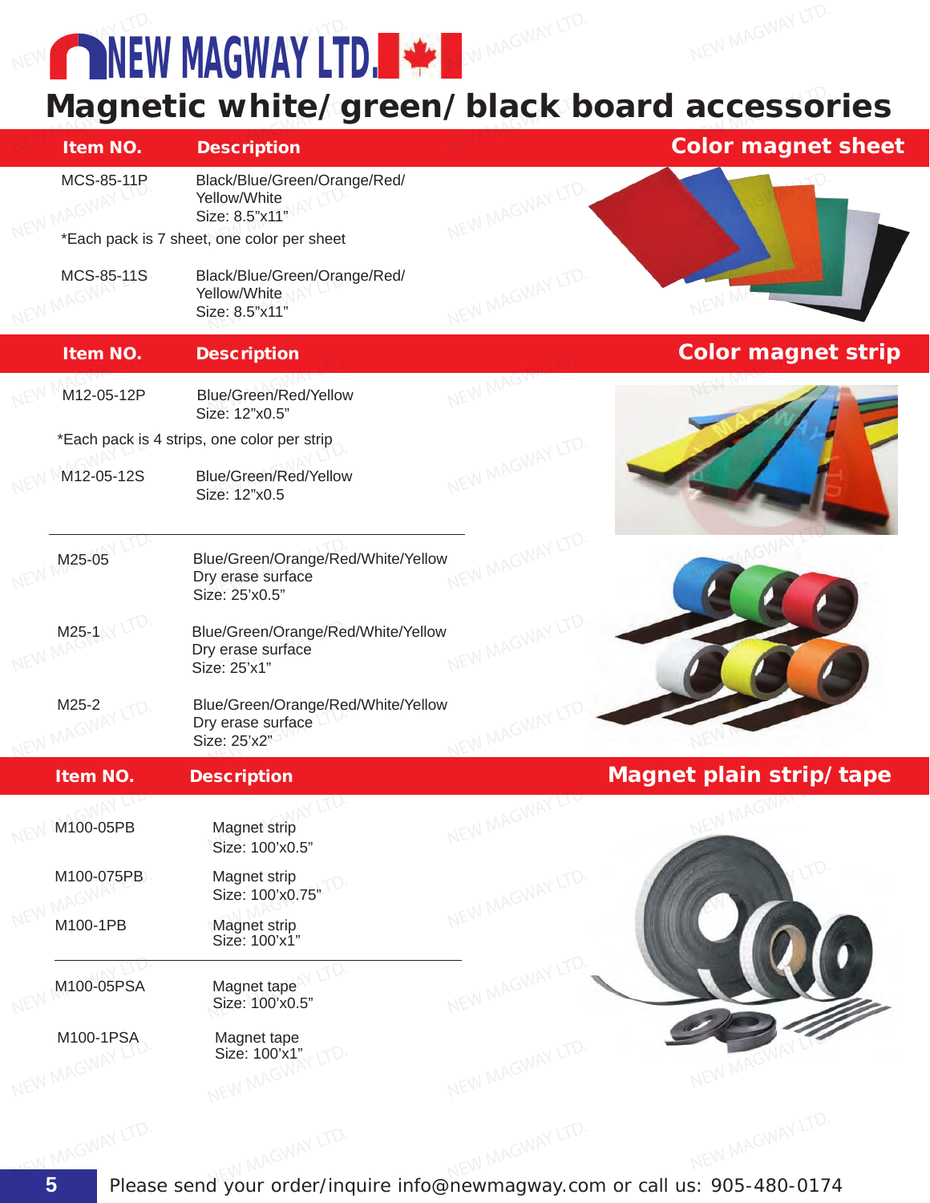# NEW MAGWAY LTD.

## Magnetic white/green/black board accessories

### Color magnet sheet

| Item NO. | Description |
|---|---|
| MCS-85-11P | Black/Blue/Green/Orange/Red/ Yellow/White Size: 8.5"x11" |
| | *Each pack is 7 sheet, one color per sheet |
| MCS-85-11S | Black/Blue/Green/Orange/Red/ Yellow/White Size: 8.5"x11" |

### Color magnet strip

| Item NO. | Description |
|---|---|
| M12-05-12P | Blue/Green/Red/Yellow Size: 12"x0.5" |
| | *Each pack is 4 strips, one color per strip |
| M12-05-12S | Blue/Green/Red/Yellow Size: 12"x0.5 |
| M25-05 | Blue/Green/Orange/Red/White/Yellow Dry erase surface Size: 25'x0.5" |
| M25-1 | Blue/Green/Orange/Red/White/Yellow Dry erase surface Size: 25'x1" |
| M25-2 | Blue/Green/Orange/Red/White/Yellow Dry erase surface Size: 25'x2" |

### Magnet plain strip/tape

| Item NO. | Description |
|---|---|
| M100-05PB | Magnet strip Size: 100'x0.5" |
| M100-075PB | Magnet strip Size: 100'x0.75" |
| M100-1PB | Magnet strip Size: 100'x1" |
| M100-05PSA | Magnet tape Size: 100'x0.5" |
| M100-1PSA | Magnet tape Size: 100'x1" |

Please send your order/inquire info@newmagway.com or call us: 905-480-0174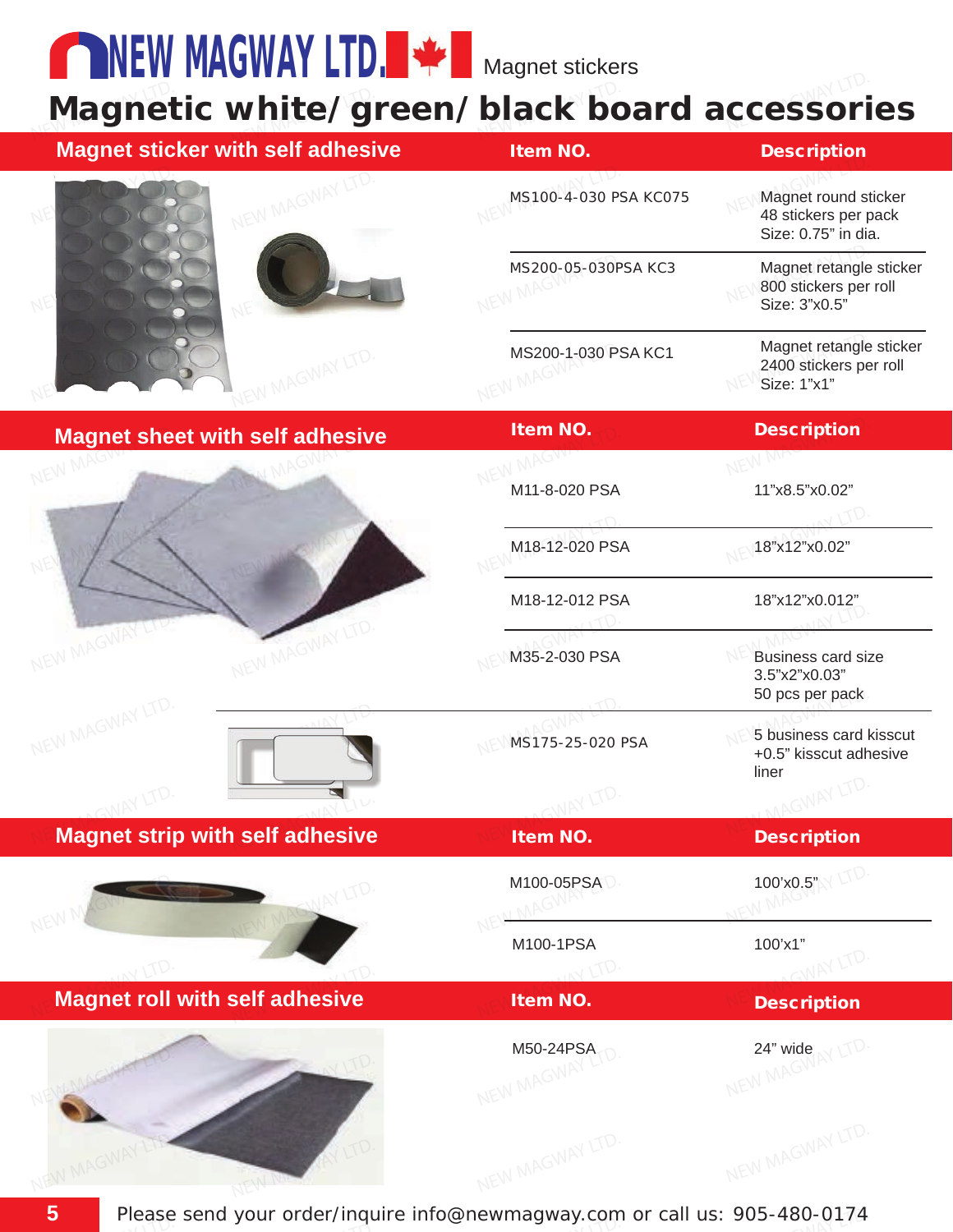NEW MAGWAY LTD. Magnet stickers

# Magnetic white/green/black board accessories

| Magnet sticker with self adhesive | Item NO. | Description |
|---|---|---|
| | MS100-4-030 PSA KC075 | Magnet round sticker 48 stickers per pack Size: 0.75" in dia. |
| | MS200-05-030PSA KC3 | Magnet retangle sticker 800 stickers per roll Size: 3"x0.5" |
| | MS200-1-030 PSA KC1 | Magnet retangle sticker 2400 stickers per roll Size: 1"x1" |

| Magnet sheet with self adhesive | Item NO. | Description |
|---|---|---|
| | M11-8-020 PSA | 11"x8.5"x0.02" |
| | M18-12-020 PSA | 18"x12"x0.02" |
| | M18-12-012 PSA | 18"x12"x0.012" |
| | M35-2-030 PSA | Business card size 3.5"x2"x0.03" 50 pcs per pack |
| | MS175-25-020 PSA | 5 business card kisscut +0.5" kisscut adhesive liner |

| Magnet strip with self adhesive | Item NO. | Description |
|---|---|---|
| | M100-05PSA | 100'x0.5" |
| | M100-1PSA | 100'x1" |

| Magnet roll with self adhesive | Item NO. | Description |
|---|---|---|
| | M50-24PSA | 24" wide |

Please send your order/inquire info@newmagway.com or call us: 905-480-0174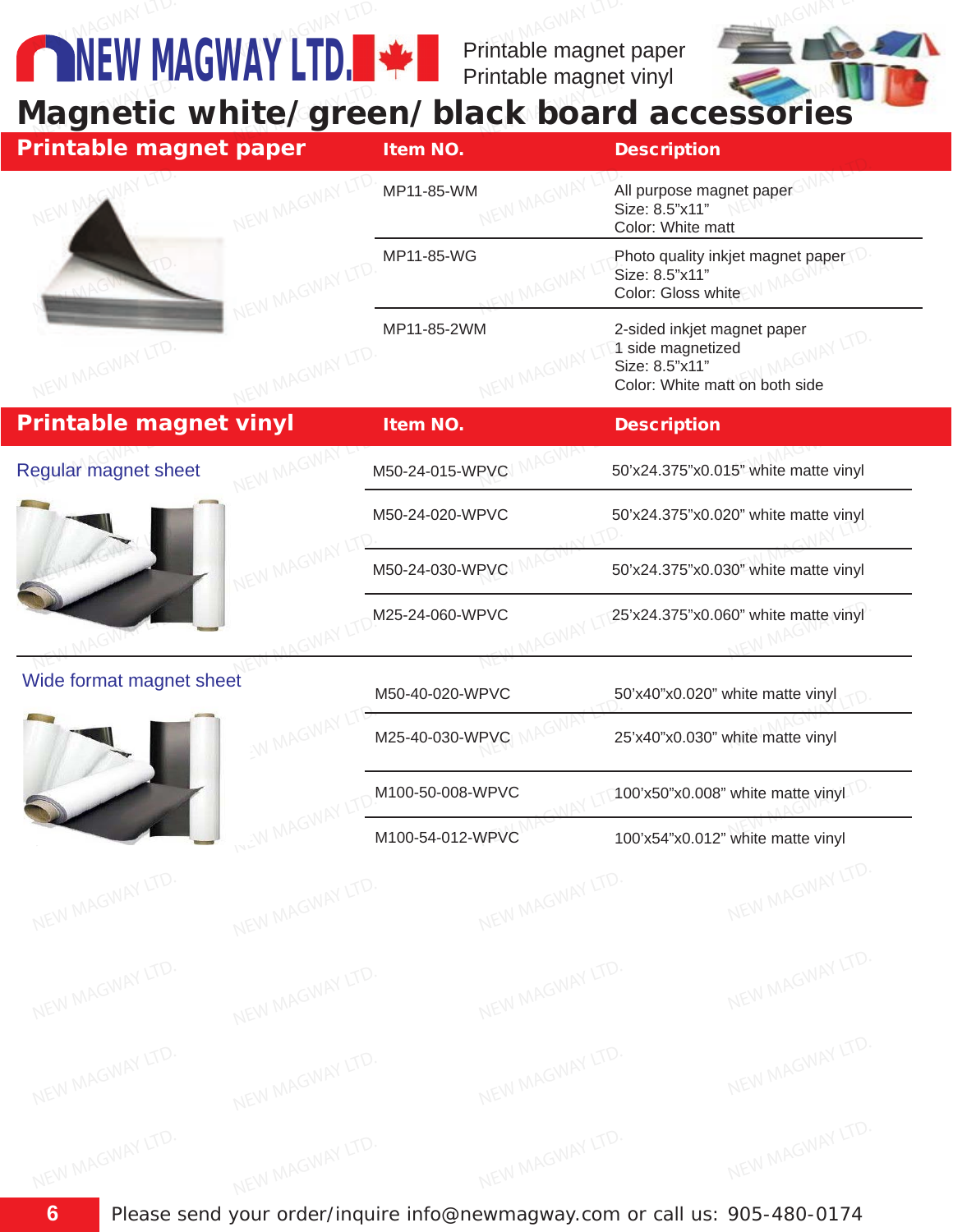# NEW MAGWAY LTD.

Printable magnet paper
Printable magnet vinyl

## Magnetic white/ green/ black board accessories

| Printable magnet paper | Item NO. | Description |
|---|---|---|
| | MP11-85-WM | All purpose magnet paper<br>Size: 8.5"x11"<br>Color: White matt |
| | MP11-85-WG | Photo quality inkjet magnet paper<br>Size: 8.5"x11"<br>Color: Gloss white |
| | MP11-85-2WM | 2-sided inkjet magnet paper<br>1 side magnetized<br>Size: 8.5"x11"<br>Color: White matt on both side |

| Printable magnet vinyl | Item NO. | Description |
|---|---|---|
| Regular magnet sheet | M50-24-015-WPVC | 50'x24.375"x0.015" white matte vinyl |
| | M50-24-020-WPVC | 50'x24.375"x0.020" white matte vinyl |
| | M50-24-030-WPVC | 50'x24.375"x0.030" white matte vinyl |
| | M25-24-060-WPVC | 25'x24.375"x0.060" white matte vinyl |
| Wide format magnet sheet | M50-40-020-WPVC | 50'x40"x0.020" white matte vinyl |
| | M25-40-030-WPVC | 25'x40"x0.030" white matte vinyl |
| | M100-50-008-WPVC | 100'x50"x0.008" white matte vinyl |
| | M100-54-012-WPVC | 100'x54"x0.012" white matte vinyl |

Please send your order/inquire info@newmagway.com or call us: 905-480-0174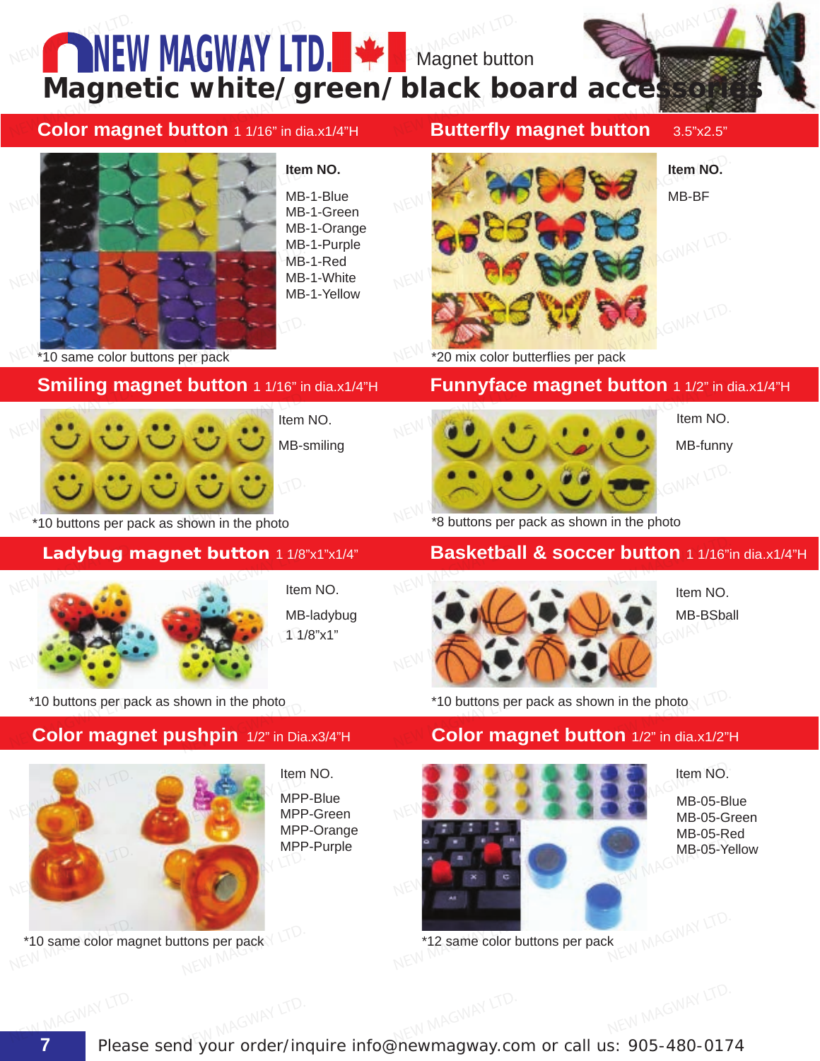# NEW MAGWAY LTD.

Magnet button

## Magnetic white/ green/ black board accessories

### Color magnet button 1 1/16" in dia.x1/4"H

Item NO.

MB-1-Blue
MB-1-Green
MB-1-Orange
MB-1-Purple
MB-1-Red
MB-1-White
MB-1-Yellow

*10 same color buttons per pack

### Butterfly magnet button 3.5"x2.5"

Item NO.

MB-BF

*20 mix color butterflies per pack

### Smiling magnet button 1 1/16" in dia.x1/4"H

Item NO.

MB-smiling

*10 buttons per pack as shown in the photo

### Funnyface magnet button 1 1/2" in dia.x1/4"H

Item NO.

MB-funny

*8 buttons per pack as shown in the photo

### Ladybug magnet button 1 1/8"x1"x1/4"

Item NO.

MB-ladybug
1 1/8"x1"

*10 buttons per pack as shown in the photo

### Basketball & soccer button 1 1/16"in dia.x1/4"H

Item NO.

MB-BSball

*10 buttons per pack as shown in the photo

### Color magnet pushpin 1/2" in Dia.x3/4"H

Item NO.

MPP-Blue
MPP-Green
MPP-Orange
MPP-Purple

*10 same color magnet buttons per pack

### Color magnet button 1/2" in dia.x1/2"H

Item NO.

MB-05-Blue
MB-05-Green
MB-05-Red
MB-05-Yellow

*12 same color buttons per pack

Please send your order/inquire info@newmagway.com or call us: 905-480-0174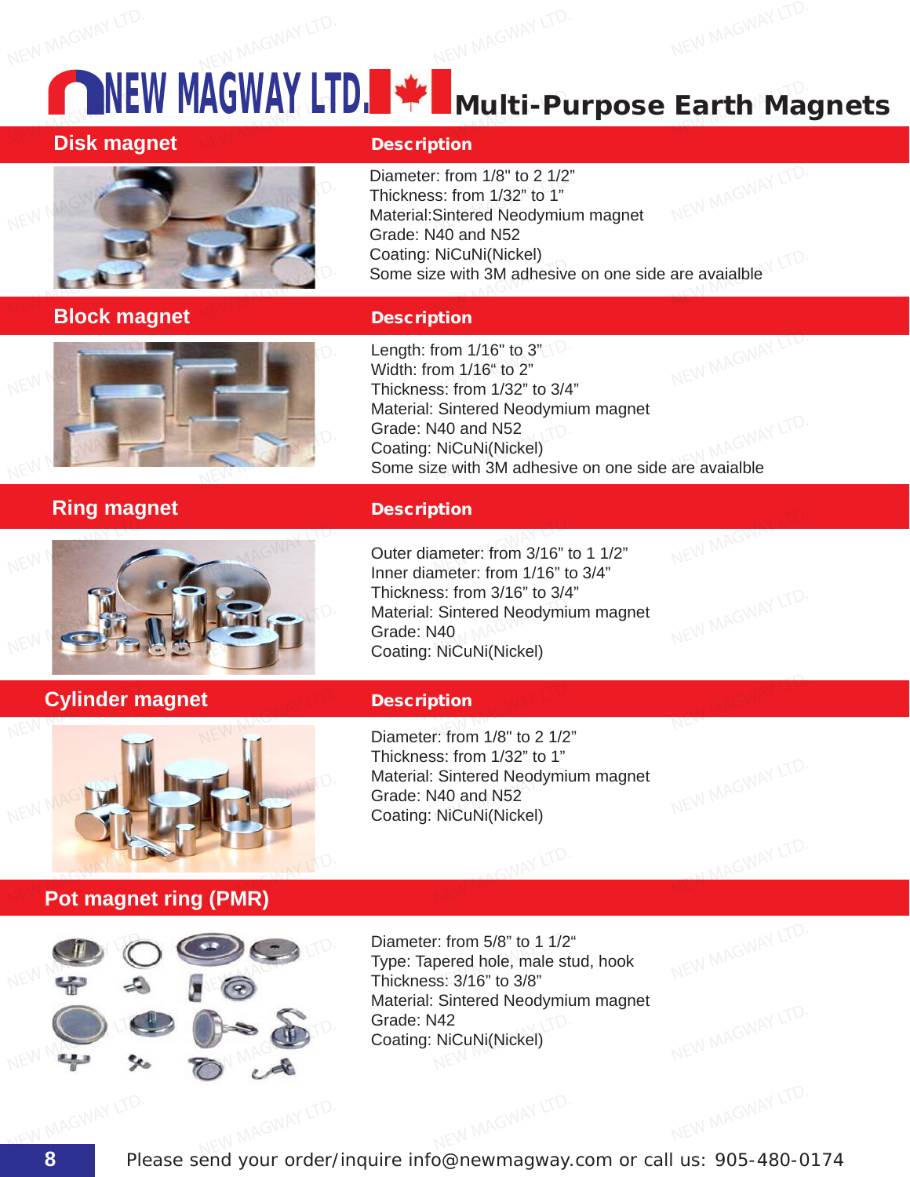# NEW MAGWAY LTD. Multi-Purpose Earth Magnets

## Disk magnet

**Description**

Diameter: from 1/8" to 2 1/2”
Thickness: from 1/32” to 1”
Material:Sintered Neodymium magnet
Grade: N40 and N52
Coating: NiCuNi(Nickel)
Some size with 3M adhesive on one side are avaialble

## Block magnet

**Description**

Length: from 1/16" to 3”
Width: from 1/16“ to 2”
Thickness: from 1/32” to 3/4”
Material: Sintered Neodymium magnet
Grade: N40 and N52
Coating: NiCuNi(Nickel)
Some size with 3M adhesive on one side are avaialble

## Ring magnet

**Description**

Outer diameter: from 3/16” to 1 1/2”
Inner diameter: from 1/16” to 3/4”
Thickness: from 3/16” to 3/4”
Material: Sintered Neodymium magnet
Grade: N40
Coating: NiCuNi(Nickel)

## Cylinder magnet

**Description**

Diameter: from 1/8" to 2 1/2”
Thickness: from 1/32” to 1”
Material: Sintered Neodymium magnet
Grade: N40 and N52
Coating: NiCuNi(Nickel)

## Pot magnet ring (PMR)

Diameter: from 5/8” to 1 1/2“
Type: Tapered hole, male stud, hook
Thickness: 3/16” to 3/8”
Material: Sintered Neodymium magnet
Grade: N42
Coating: NiCuNi(Nickel)

Please send your order/inquire info@newmagway.com or call us: 905-480-0174